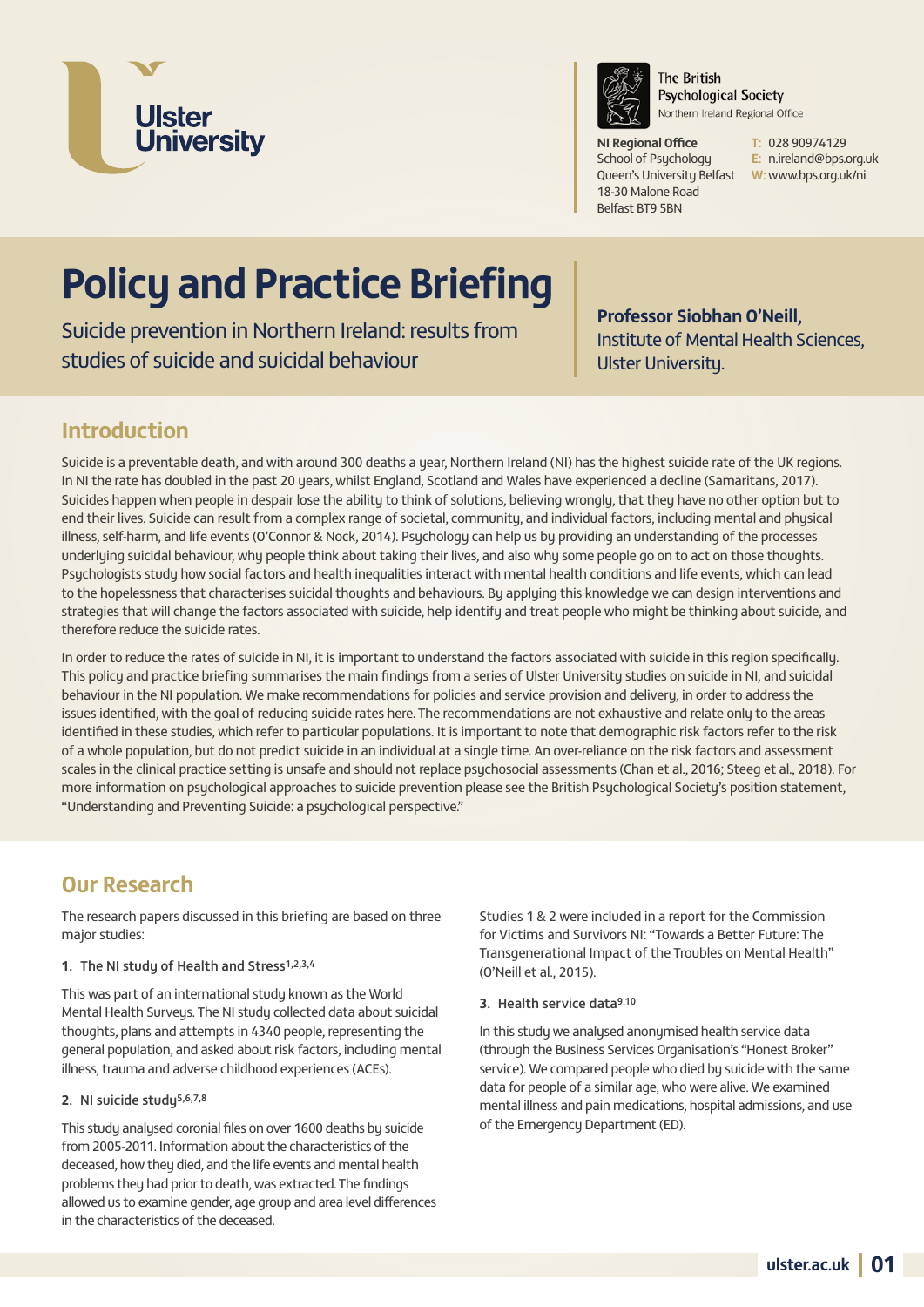Ulster University

The British Psychological Society
Northern Ireland Regional Office

**NI Regional Office**
School of Psychology
Queen's University Belfast
18-30 Malone Road
Belfast BT9 5BN

T: 028 90974129
E: n.ireland@bps.org.uk
W: www.bps.org.uk/ni

# Policy and Practice Briefing

## Suicide prevention in Northern Ireland: results from studies of suicide and suicidal behaviour

**Professor Siobhan O'Neill,**
Institute of Mental Health Sciences,
Ulster University.

## Introduction

Suicide is a preventable death, and with around 300 deaths a year, Northern Ireland (NI) has the highest suicide rate of the UK regions. In NI the rate has doubled in the past 20 years, whilst England, Scotland and Wales have experienced a decline (Samaritans, 2017). Suicides happen when people in despair lose the ability to think of solutions, believing wrongly, that they have no other option but to end their lives. Suicide can result from a complex range of societal, community, and individual factors, including mental and physical illness, self-harm, and life events (O'Connor & Nock, 2014). Psychology can help us by providing an understanding of the processes underlying suicidal behaviour, why people think about taking their lives, and also why some people go on to act on those thoughts. Psychologists study how social factors and health inequalities interact with mental health conditions and life events, which can lead to the hopelessness that characterises suicidal thoughts and behaviours. By applying this knowledge we can design interventions and strategies that will change the factors associated with suicide, help identify and treat people who might be thinking about suicide, and therefore reduce the suicide rates.

In order to reduce the rates of suicide in NI, it is important to understand the factors associated with suicide in this region specifically. This policy and practice briefing summarises the main findings from a series of Ulster University studies on suicide in NI, and suicidal behaviour in the NI population. We make recommendations for policies and service provision and delivery, in order to address the issues identified, with the goal of reducing suicide rates here. The recommendations are not exhaustive and relate only to the areas identified in these studies, which refer to particular populations. It is important to note that demographic risk factors refer to the risk of a whole population, but do not predict suicide in an individual at a single time. An over-reliance on the risk factors and assessment scales in the clinical practice setting is unsafe and should not replace psychosocial assessments (Chan et al., 2016; Steeg et al., 2018). For more information on psychological approaches to suicide prevention please see the British Psychological Society's position statement, "Understanding and Preventing Suicide: a psychological perspective."

## Our Research

The research papers discussed in this briefing are based on three major studies:

### 1. The NI study of Health and Stress[1,2,3,4]

This was part of an international study known as the World Mental Health Surveys. The NI study collected data about suicidal thoughts, plans and attempts in 4340 people, representing the general population, and asked about risk factors, including mental illness, trauma and adverse childhood experiences (ACEs).

### 2. NI suicide study[5,6,7,8]

This study analysed coronial files on over 1600 deaths by suicide from 2005-2011. Information about the characteristics of the deceased, how they died, and the life events and mental health problems they had prior to death, was extracted. The findings allowed us to examine gender, age group and area level differences in the characteristics of the deceased.

Studies 1 & 2 were included in a report for the Commission for Victims and Survivors NI: "Towards a Better Future: The Transgenerational Impact of the Troubles on Mental Health" (O'Neill et al., 2015).

### 3. Health service data[9,10]

In this study we analysed anonymised health service data (through the Business Services Organisation's "Honest Broker" service). We compared people who died by suicide with the same data for people of a similar age, who were alive. We examined mental illness and pain medications, hospital admissions, and use of the Emergency Department (ED).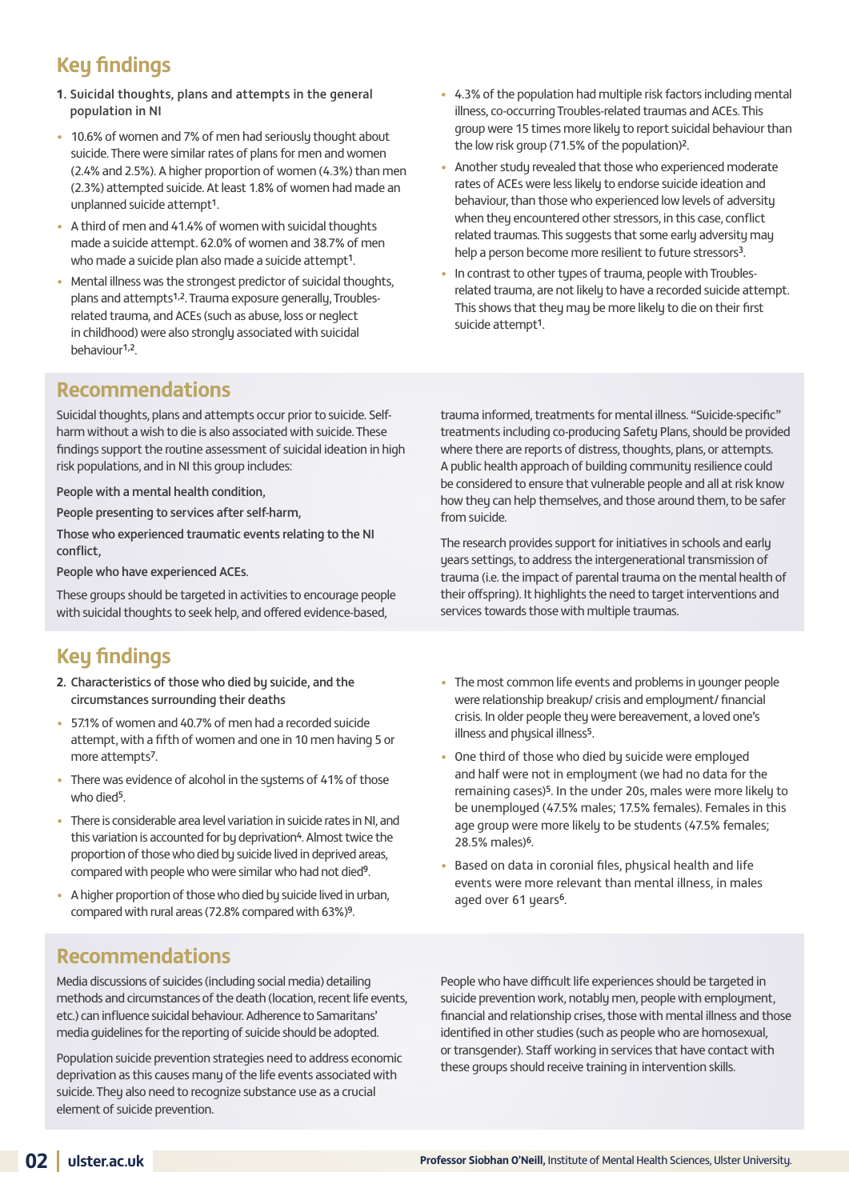## Key findings

**1. Suicidal thoughts, plans and attempts in the general population in NI**

- 10.6% of women and 7% of men had seriously thought about suicide. There were similar rates of plans for men and women (2.4% and 2.5%). A higher proportion of women (4.3%) than men (2.3%) attempted suicide. At least 1.8% of women had made an unplanned suicide attempt[1].
- A third of men and 41.4% of women with suicidal thoughts made a suicide attempt. 62.0% of women and 38.7% of men who made a suicide plan also made a suicide attempt[1].
- Mental illness was the strongest predictor of suicidal thoughts, plans and attempts[1,2]. Trauma exposure generally, Troubles-related trauma, and ACEs (such as abuse, loss or neglect in childhood) were also strongly associated with suicidal behaviour[1,2].
- 4.3% of the population had multiple risk factors including mental illness, co-occurring Troubles-related traumas and ACEs. This group were 15 times more likely to report suicidal behaviour than the low risk group (71.5% of the population)[2].
- Another study revealed that those who experienced moderate rates of ACEs were less likely to endorse suicide ideation and behaviour, than those who experienced low levels of adversity when they encountered other stressors, in this case, conflict related traumas. This suggests that some early adversity may help a person become more resilient to future stressors[3].
- In contrast to other types of trauma, people with Troubles-related trauma, are not likely to have a recorded suicide attempt. This shows that they may be more likely to die on their first suicide attempt[1].

## Recommendations

Suicidal thoughts, plans and attempts occur prior to suicide. Self-harm without a wish to die is also associated with suicide. These findings support the routine assessment of suicidal ideation in high risk populations, and in NI this group includes:

**People with a mental health condition,**

**People presenting to services after self-harm,**

**Those who experienced traumatic events relating to the NI conflict,**

**People who have experienced ACEs.**

These groups should be targeted in activities to encourage people with suicidal thoughts to seek help, and offered evidence-based, trauma informed, treatments for mental illness. "Suicide-specific" treatments including co-producing Safety Plans, should be provided where there are reports of distress, thoughts, plans, or attempts. A public health approach of building community resilience could be considered to ensure that vulnerable people and all at risk know how they can help themselves, and those around them, to be safer from suicide.

The research provides support for initiatives in schools and early years settings, to address the intergenerational transmission of trauma (i.e. the impact of parental trauma on the mental health of their offspring). It highlights the need to target interventions and services towards those with multiple traumas.

## Key findings

**2. Characteristics of those who died by suicide, and the circumstances surrounding their deaths**

- 57.1% of women and 40.7% of men had a recorded suicide attempt, with a fifth of women and one in 10 men having 5 or more attempts[7].
- There was evidence of alcohol in the systems of 41% of those who died[5].
- There is considerable area level variation in suicide rates in NI, and this variation is accounted for by deprivation[4]. Almost twice the proportion of those who died by suicide lived in deprived areas, compared with people who were similar who had not died[9].
- A higher proportion of those who died by suicide lived in urban, compared with rural areas (72.8% compared with 63%)[9].
- The most common life events and problems in younger people were relationship breakup/ crisis and employment/ financial crisis. In older people they were bereavement, a loved one's illness and physical illness[5].
- One third of those who died by suicide were employed and half were not in employment (we had no data for the remaining cases)[5]. In the under 20s, males were more likely to be unemployed (47.5% males; 17.5% females). Females in this age group were more likely to be students (47.5% females; 28.5% males)[6].
- Based on data in coronial files, physical health and life events were more relevant than mental illness, in males aged over 61 years[6].

## Recommendations

Media discussions of suicides (including social media) detailing methods and circumstances of the death (location, recent life events, etc.) can influence suicidal behaviour. Adherence to Samaritans' media guidelines for the reporting of suicide should be adopted.

Population suicide prevention strategies need to address economic deprivation as this causes many of the life events associated with suicide. They also need to recognize substance use as a crucial element of suicide prevention.

People who have difficult life experiences should be targeted in suicide prevention work, notably men, people with employment, financial and relationship crises, those with mental illness and those identified in other studies (such as people who are homosexual, or transgender). Staff working in services that have contact with these groups should receive training in intervention skills.

**Professor Siobhan O'Neill,** Institute of Mental Health Sciences, Ulster University.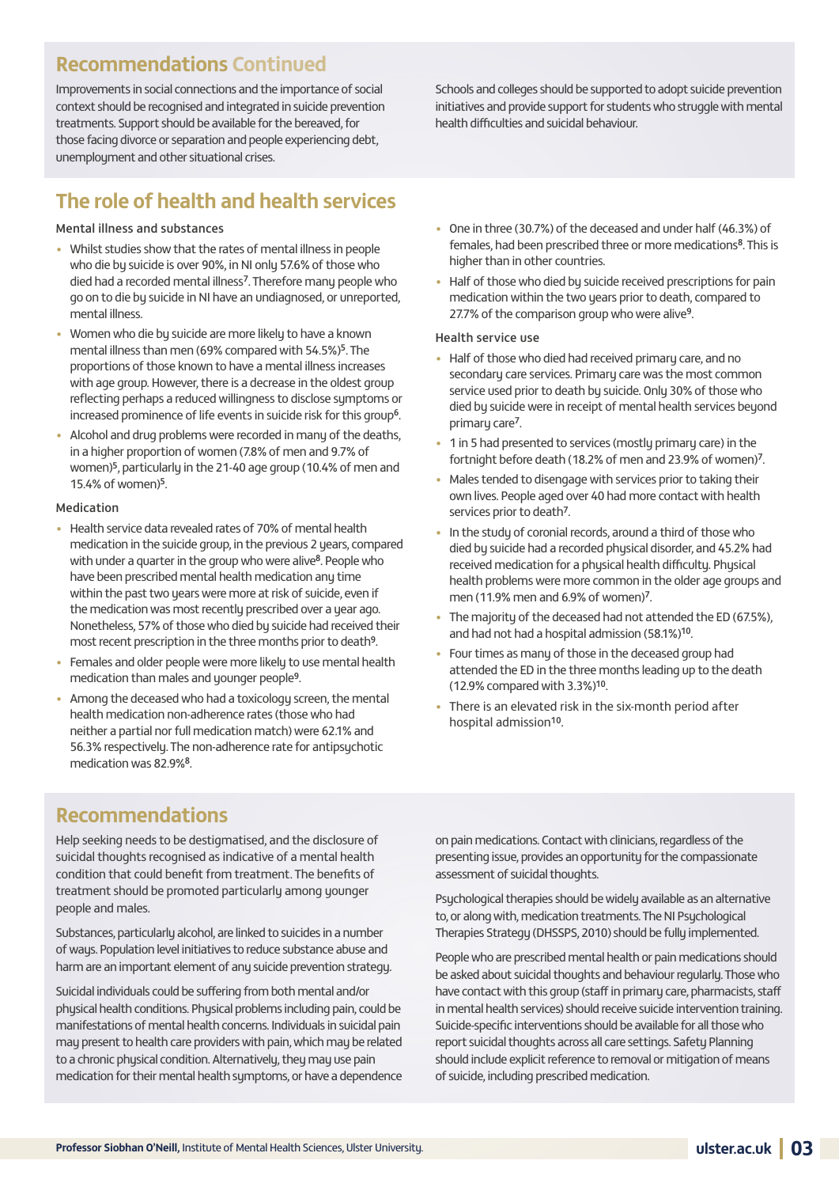## Recommendations Continued

Improvements in social connections and the importance of social context should be recognised and integrated in suicide prevention treatments. Support should be available for the bereaved, for those facing divorce or separation and people experiencing debt, unemployment and other situational crises.

Schools and colleges should be supported to adopt suicide prevention initiatives and provide support for students who struggle with mental health difficulties and suicidal behaviour.

## The role of health and health services

### Mental illness and substances

- Whilst studies show that the rates of mental illness in people who die by suicide is over 90%, in NI only 57.6% of those who died had a recorded mental illness[7]. Therefore many people who go on to die by suicide in NI have an undiagnosed, or unreported, mental illness.
- Women who die by suicide are more likely to have a known mental illness than men (69% compared with 54.5%)[5]. The proportions of those known to have a mental illness increases with age group. However, there is a decrease in the oldest group reflecting perhaps a reduced willingness to disclose symptoms or increased prominence of life events in suicide risk for this group[6].
- Alcohol and drug problems were recorded in many of the deaths, in a higher proportion of women (7.8% of men and 9.7% of women)[5], particularly in the 21-40 age group (10.4% of men and 15.4% of women)[5].

### Medication

- Health service data revealed rates of 70% of mental health medication in the suicide group, in the previous 2 years, compared with under a quarter in the group who were alive[8]. People who have been prescribed mental health medication any time within the past two years were more at risk of suicide, even if the medication was most recently prescribed over a year ago. Nonetheless, 57% of those who died by suicide had received their most recent prescription in the three months prior to death[9].
- Females and older people were more likely to use mental health medication than males and younger people[9].
- Among the deceased who had a toxicology screen, the mental health medication non-adherence rates (those who had neither a partial nor full medication match) were 62.1% and 56.3% respectively. The non-adherence rate for antipsychotic medication was 82.9%[8].
- One in three (30.7%) of the deceased and under half (46.3%) of females, had been prescribed three or more medications[8]. This is higher than in other countries.
- Half of those who died by suicide received prescriptions for pain medication within the two years prior to death, compared to 27.7% of the comparison group who were alive[9].

### Health service use

- Half of those who died had received primary care, and no secondary care services. Primary care was the most common service used prior to death by suicide. Only 30% of those who died by suicide were in receipt of mental health services beyond primary care[7].
- 1 in 5 had presented to services (mostly primary care) in the fortnight before death (18.2% of men and 23.9% of women)[7].
- Males tended to disengage with services prior to taking their own lives. People aged over 40 had more contact with health services prior to death[7].
- In the study of coronial records, around a third of those who died by suicide had a recorded physical disorder, and 45.2% had received medication for a physical health difficulty. Physical health problems were more common in the older age groups and men (11.9% men and 6.9% of women)[7].
- The majority of the deceased had not attended the ED (67.5%), and had not had a hospital admission (58.1%)[10].
- Four times as many of those in the deceased group had attended the ED in the three months leading up to the death (12.9% compared with 3.3%)[10].
- There is an elevated risk in the six-month period after hospital admission[10].

## Recommendations

Help seeking needs to be destigmatised, and the disclosure of suicidal thoughts recognised as indicative of a mental health condition that could benefit from treatment. The benefits of treatment should be promoted particularly among younger people and males.

Substances, particularly alcohol, are linked to suicides in a number of ways. Population level initiatives to reduce substance abuse and harm are an important element of any suicide prevention strategy.

Suicidal individuals could be suffering from both mental and/or physical health conditions. Physical problems including pain, could be manifestations of mental health concerns. Individuals in suicidal pain may present to health care providers with pain, which may be related to a chronic physical condition. Alternatively, they may use pain medication for their mental health symptoms, or have a dependence on pain medications. Contact with clinicians, regardless of the presenting issue, provides an opportunity for the compassionate assessment of suicidal thoughts.

Psychological therapies should be widely available as an alternative to, or along with, medication treatments. The NI Psychological Therapies Strategy (DHSSPS, 2010) should be fully implemented.

People who are prescribed mental health or pain medications should be asked about suicidal thoughts and behaviour regularly. Those who have contact with this group (staff in primary care, pharmacists, staff in mental health services) should receive suicide intervention training. Suicide-specific interventions should be available for all those who report suicidal thoughts across all care settings. Safety Planning should include explicit reference to removal or mitigation of means of suicide, including prescribed medication.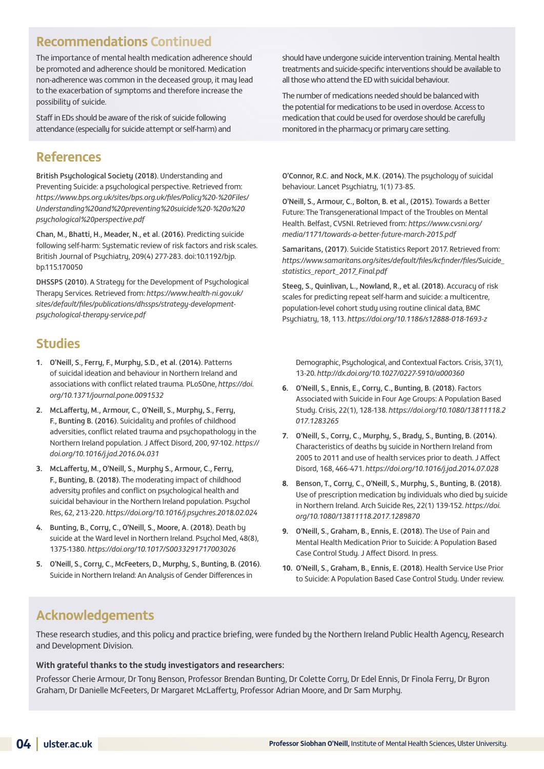## Recommendations Continued

The importance of mental health medication adherence should be promoted and adherence should be monitored. Medication non-adherence was common in the deceased group, it may lead to the exacerbation of symptoms and therefore increase the possibility of suicide.

Staff in EDs should be aware of the risk of suicide following attendance (especially for suicide attempt or self-harm) and should have undergone suicide intervention training. Mental health treatments and suicide-specific interventions should be available to all those who attend the ED with suicidal behaviour.

The number of medications needed should be balanced with the potential for medications to be used in overdose. Access to medication that could be used for overdose should be carefully monitored in the pharmacy or primary care setting.

## References

**British Psychological Society (2018)**. Understanding and Preventing Suicide: a psychological perspective. Retrieved from: *https://www.bps.org.uk/sites/bps.org.uk/files/Policy%20-%20Files/Understanding%20and%20preventing%20suicide%20-%20a%20psychological%20perspective.pdf*

**Chan, M., Bhatti, H., Meader, N., et al. (2016)**. Predicting suicide following self-harm: Systematic review of risk factors and risk scales. British Journal of Psychiatry, 209(4) 277-283. doi:10.1192/bjp.bp.115.170050

**DHSSPS (2010)**. A Strategy for the Development of Psychological Therapy Services. Retrieved from: *https://www.health-ni.gov.uk/sites/default/files/publications/dhssps/strategy-development-psychological-therapy-service.pdf*

**O'Connor, R.C. and Nock, M.K. (2014)**. The psychology of suicidal behaviour. Lancet Psychiatry, 1(1) 73-85.

**O'Neill, S., Armour, C., Bolton, B. et al., (2015)**. Towards a Better Future: The Transgenerational Impact of the Troubles on Mental Health. Belfast, CVSNI. Retrieved from: *https://www.cvsni.org/media/1171/towards-a-better-future-march-2015.pdf*

**Samaritans, (2017)**. Suicide Statistics Report 2017. Retrieved from: *https://www.samaritans.org/sites/default/files/kcfinder/files/Suicide_statistics_report_2017_Final.pdf*

**Steeg, S., Quinlivan, L., Nowland, R., et al. (2018)**. Accuracy of risk scales for predicting repeat self-harm and suicide: a multicentre, population-level cohort study using routine clinical data, BMC Psychiatry, 18, 113. *https://doi.org/10.1186/s12888-018-1693-z*

## Studies

1. **O'Neill, S., Ferry, F., Murphy, S.D., et al. (2014)**. Patterns of suicidal ideation and behaviour in Northern Ireland and associations with conflict related trauma. PLoSOne, *https://doi.org/10.1371/journal.pone.0091532*
2. **McLafferty, M., Armour, C., O'Neill, S., Murphy, S., Ferry, F., Bunting B. (2016)**. Suicidality and profiles of childhood adversities, conflict related trauma and psychopathology in the Northern Ireland population. J Affect Disord, 200, 97-102. *https://doi.org/10.1016/j.jad.2016.04.031*
3. **McLafferty, M., O'Neill, S., Murphy S., Armour, C., Ferry, F., Bunting, B. (2018)**. The moderating impact of childhood adversity profiles and conflict on psychological health and suicidal behaviour in the Northern Ireland population. Psychol Res, 62, 213-220. *https://doi.org/10.1016/j.psychres.2018.02.024*
4. **Bunting, B., Corry, C., O'Neill, S., Moore, A. (2018)**. Death by suicide at the Ward level in Northern Ireland. Psychol Med, 48(8), 1375-1380. *https://doi.org/10.1017/S0033291717003026*
5. **O'Neill, S., Corry, C., McFeeters, D., Murphy, S., Bunting, B. (2016)**. Suicide in Northern Ireland: An Analysis of Gender Differences in Demographic, Psychological, and Contextual Factors. Crisis, 37(1), 13-20. *http://dx.doi.org/10.1027/0227-5910/a000360*
6. **O'Neill, S., Ennis, E., Corry, C., Bunting, B. (2018)**. Factors Associated with Suicide in Four Age Groups: A Population Based Study. Crisis, 22(1), 128-138. *https://doi.org/10.1080/13811118.2017.1283265*
7. **O'Neill, S., Corry, C., Murphy, S., Brady, S., Bunting, B. (2014)**. Characteristics of deaths by suicide in Northern Ireland from 2005 to 2011 and use of health services prior to death. J Affect Disord, 168, 466-471. *https://doi.org/10.1016/j.jad.2014.07.028*
8. **Benson, T., Corry, C., O'Neill, S., Murphy, S., Bunting, B. (2018)**. Use of prescription medication by individuals who died by suicide in Northern Ireland. Arch Suicide Res, 22(1) 139-152. *https://doi.org/10.1080/13811118.2017.1289870*
9. **O'Neill, S., Graham, B., Ennis, E. (2018)**. The Use of Pain and Mental Health Medication Prior to Suicide: A Population Based Case Control Study. J Affect Disord. In press.
10. **O'Neill, S., Graham, B., Ennis, E. (2018)**. Health Service Use Prior to Suicide: A Population Based Case Control Study. Under review.

## Acknowledgements

These research studies, and this policy and practice briefing, were funded by the Northern Ireland Public Health Agency, Research and Development Division.

**With grateful thanks to the study investigators and researchers:**

Professor Cherie Armour, Dr Tony Benson, Professor Brendan Bunting, Dr Colette Corry, Dr Edel Ennis, Dr Finola Ferry, Dr Byron Graham, Dr Danielle McFeeters, Dr Margaret McLafferty, Professor Adrian Moore, and Dr Sam Murphy.

**Professor Siobhan O'Neill**, Institute of Mental Health Sciences, Ulster University.